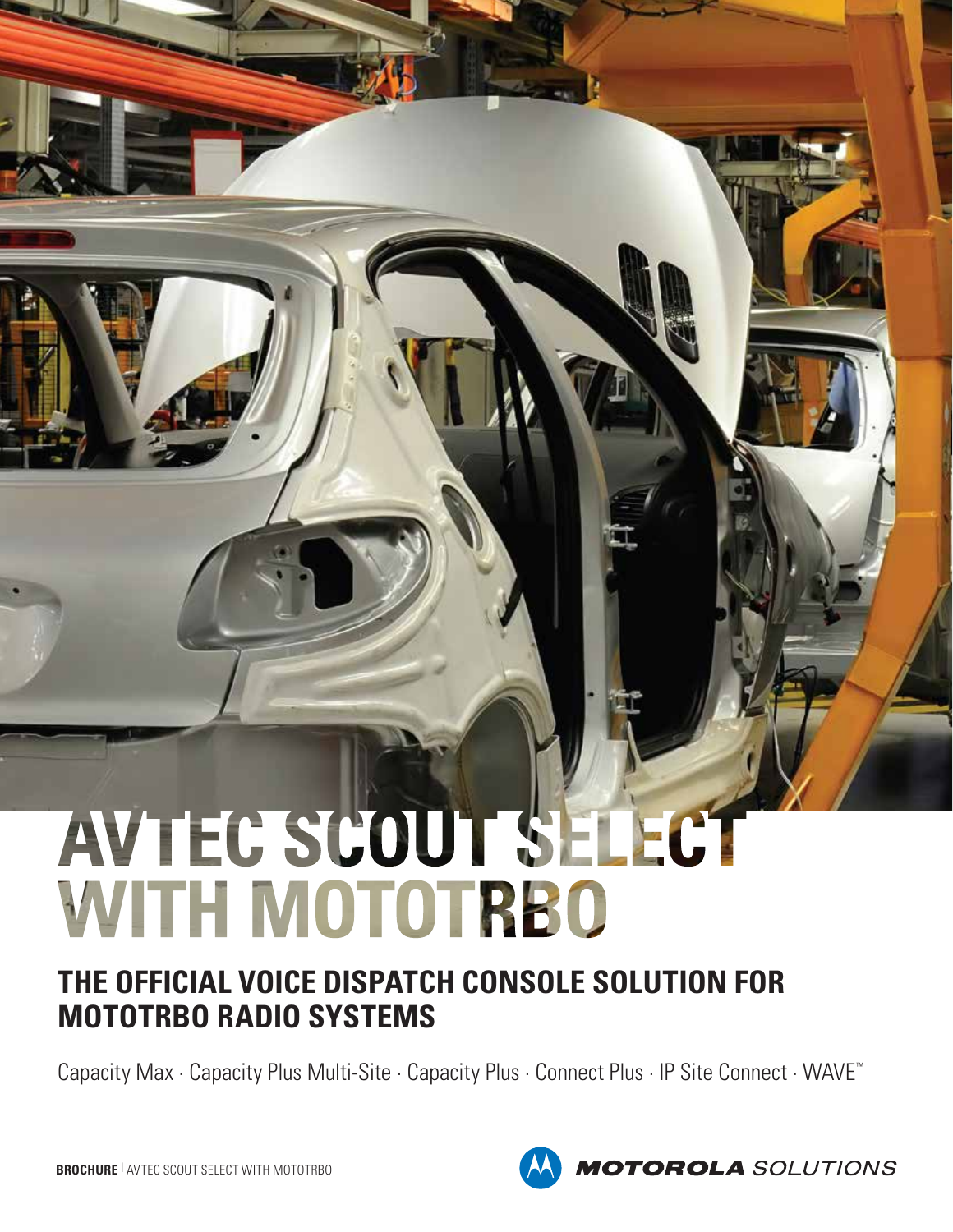# AVTEC SCOUT SELECT WITH MOTOTRBO

## THE OFFICIAL VOICE DISPATCH CONSOLE SOLUTION FOR MOTOTRBO RADIO SYSTEMS

Capacity Max · Capacity Plus Multi-Site · Capacity Plus · Connect Plus · IP Site Connect · WAVE™

**BROCHURE** | AVTEC SCOUT SELECT WITH MOTOTRBO

MOTOROLA SOLUTIONS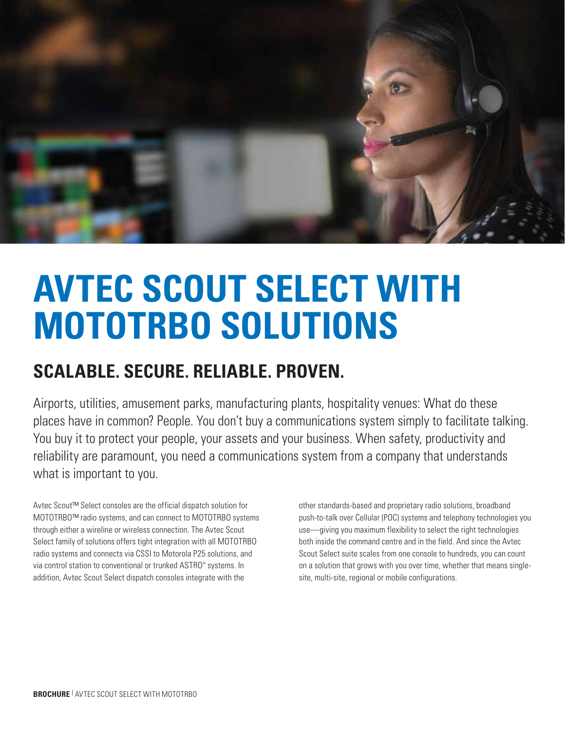# AVTEC SCOUT SELECT WITH MOTOTRBO SOLUTIONS

## SCALABLE. SECURE. RELIABLE. PROVEN.

Airports, utilities, amusement parks, manufacturing plants, hospitality venues: What do these places have in common? People. You don't buy a communications system simply to facilitate talking. You buy it to protect your people, your assets and your business. When safety, productivity and reliability are paramount, you need a communications system from a company that understands what is important to you.

Avtec Scout™ Select consoles are the official dispatch solution for MOTOTRBO™ radio systems, and can connect to MOTOTRBO systems through either a wireline or wireless connection. The Avtec Scout Select family of solutions offers tight integration with all MOTOTRBO radio systems and connects via CSSI to Motorola P25 solutions, and via control station to conventional or trunked ASTRO® systems. In addition, Avtec Scout Select dispatch consoles integrate with the other standards-based and proprietary radio solutions, broadband push-to-talk over Cellular (POC) systems and telephony technologies you use—giving you maximum flexibility to select the right technologies both inside the command centre and in the field. And since the Avtec Scout Select suite scales from one console to hundreds, you can count on a solution that grows with you over time, whether that means single-site, multi-site, regional or mobile configurations.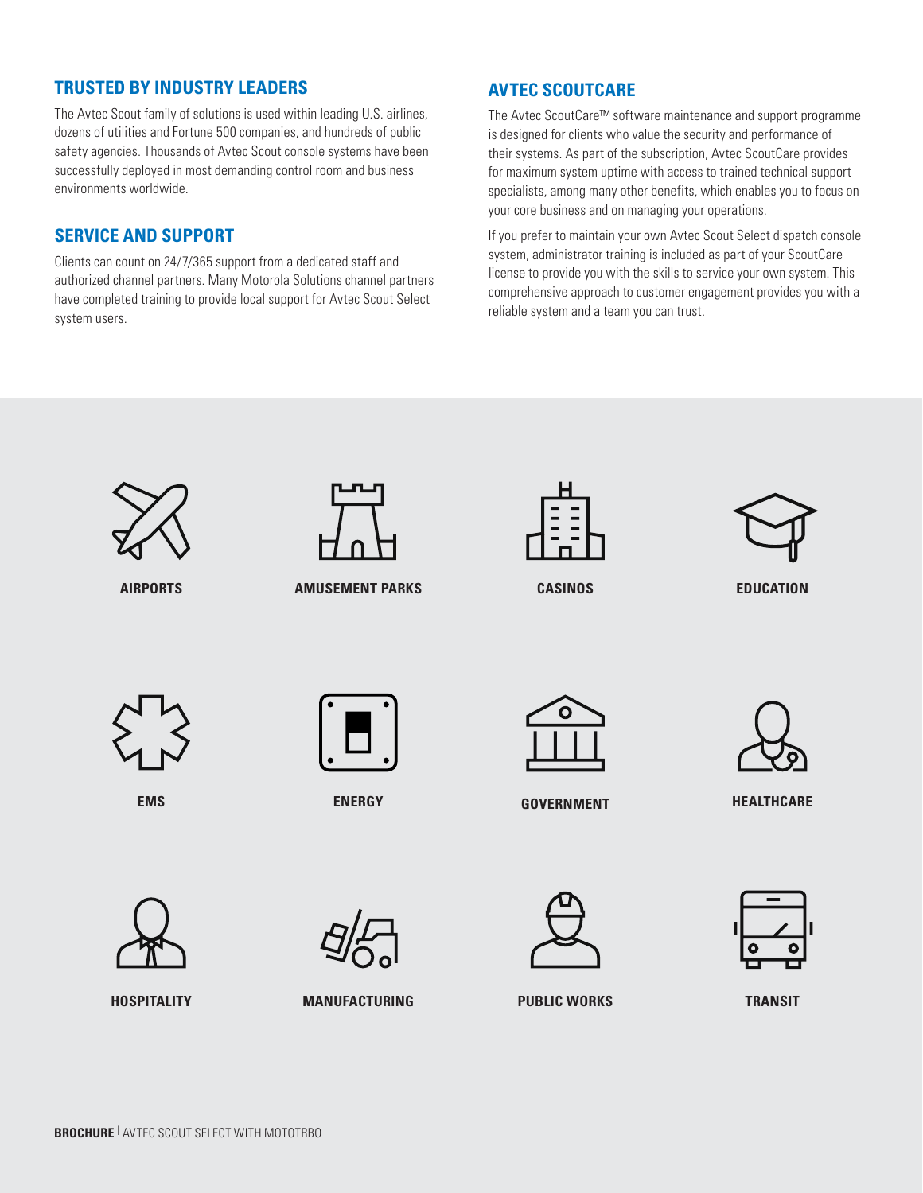## TRUSTED BY INDUSTRY LEADERS

The Avtec Scout family of solutions is used within leading U.S. airlines, dozens of utilities and Fortune 500 companies, and hundreds of public safety agencies. Thousands of Avtec Scout console systems have been successfully deployed in most demanding control room and business environments worldwide.

## SERVICE AND SUPPORT

Clients can count on 24/7/365 support from a dedicated staff and authorized channel partners. Many Motorola Solutions channel partners have completed training to provide local support for Avtec Scout Select system users.

## AVTEC SCOUTCARE

The Avtec ScoutCare™ software maintenance and support programme is designed for clients who value the security and performance of their systems. As part of the subscription, Avtec ScoutCare provides for maximum system uptime with access to trained technical support specialists, among many other benefits, which enables you to focus on your core business and on managing your operations.

If you prefer to maintain your own Avtec Scout Select dispatch console system, administrator training is included as part of your ScoutCare license to provide you with the skills to service your own system. This comprehensive approach to customer engagement provides you with a reliable system and a team you can trust.

**AIRPORTS**

**AMUSEMENT PARKS**

**CASINOS**

**EDUCATION**

**EMS**

**ENERGY**

**GOVERNMENT**

**HEALTHCARE**

**HOSPITALITY**

**MANUFACTURING**

**PUBLIC WORKS**

**TRANSIT**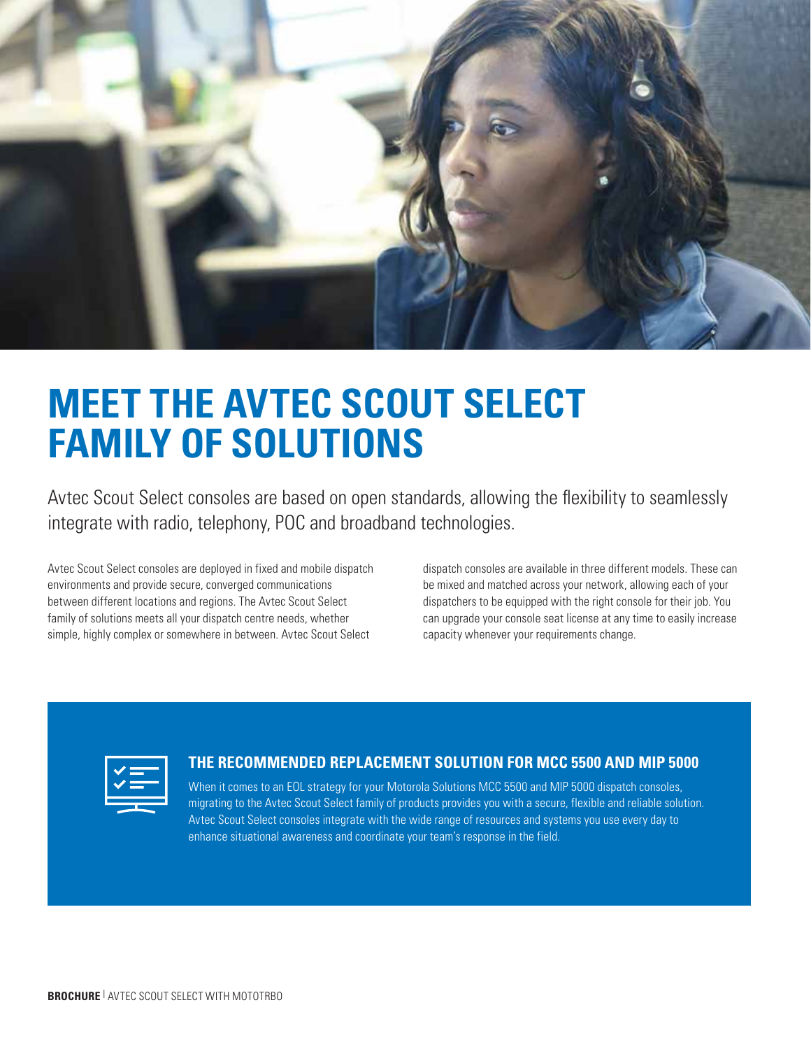# MEET THE AVTEC SCOUT SELECT FAMILY OF SOLUTIONS

Avtec Scout Select consoles are based on open standards, allowing the flexibility to seamlessly integrate with radio, telephony, POC and broadband technologies.

Avtec Scout Select consoles are deployed in fixed and mobile dispatch environments and provide secure, converged communications between different locations and regions. The Avtec Scout Select family of solutions meets all your dispatch centre needs, whether simple, highly complex or somewhere in between. Avtec Scout Select dispatch consoles are available in three different models. These can be mixed and matched across your network, allowing each of your dispatchers to be equipped with the right console for their job. You can upgrade your console seat license at any time to easily increase capacity whenever your requirements change.

### THE RECOMMENDED REPLACEMENT SOLUTION FOR MCC 5500 AND MIP 5000

When it comes to an EOL strategy for your Motorola Solutions MCC 5500 and MIP 5000 dispatch consoles, migrating to the Avtec Scout Select family of products provides you with a secure, flexible and reliable solution. Avtec Scout Select consoles integrate with the wide range of resources and systems you use every day to enhance situational awareness and coordinate your team's response in the field.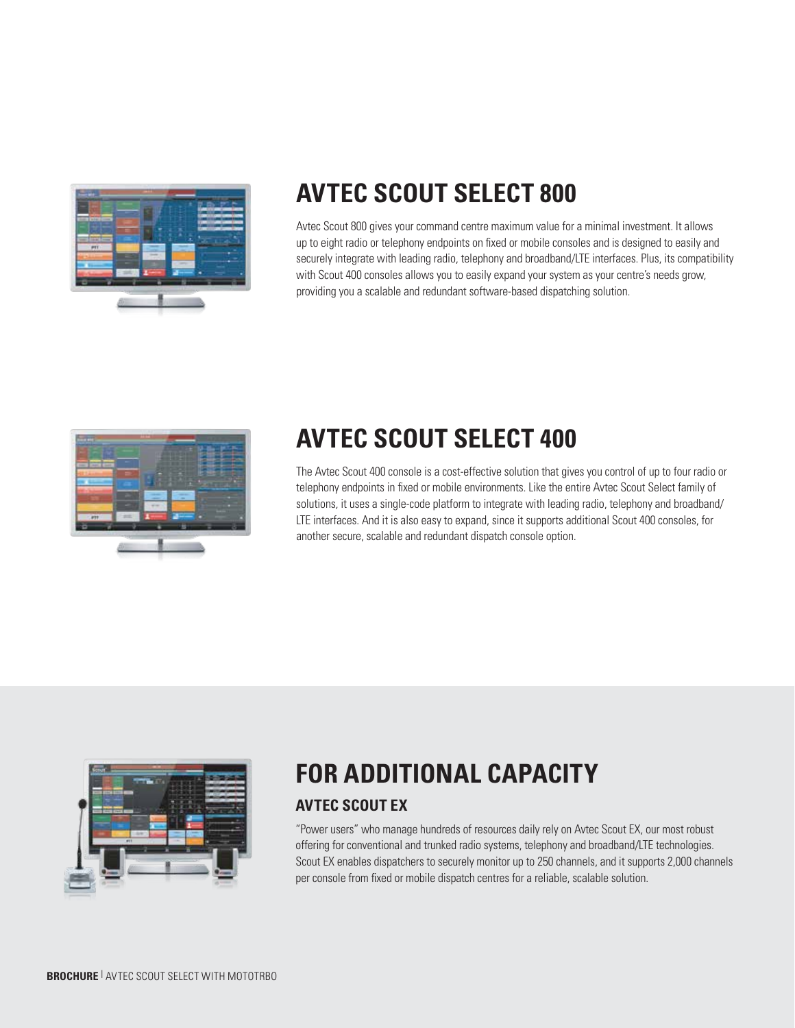## AVTEC SCOUT SELECT 800

Avtec Scout 800 gives your command centre maximum value for a minimal investment. It allows up to eight radio or telephony endpoints on fixed or mobile consoles and is designed to easily and securely integrate with leading radio, telephony and broadband/LTE interfaces. Plus, its compatibility with Scout 400 consoles allows you to easily expand your system as your centre's needs grow, providing you a scalable and redundant software-based dispatching solution.

## AVTEC SCOUT SELECT 400

The Avtec Scout 400 console is a cost-effective solution that gives you control of up to four radio or telephony endpoints in fixed or mobile environments. Like the entire Avtec Scout Select family of solutions, it uses a single-code platform to integrate with leading radio, telephony and broadband/LTE interfaces. And it is also easy to expand, since it supports additional Scout 400 consoles, for another secure, scalable and redundant dispatch console option.

## FOR ADDITIONAL CAPACITY

### AVTEC SCOUT EX

"Power users" who manage hundreds of resources daily rely on Avtec Scout EX, our most robust offering for conventional and trunked radio systems, telephony and broadband/LTE technologies. Scout EX enables dispatchers to securely monitor up to 250 channels, and it supports 2,000 channels per console from fixed or mobile dispatch centres for a reliable, scalable solution.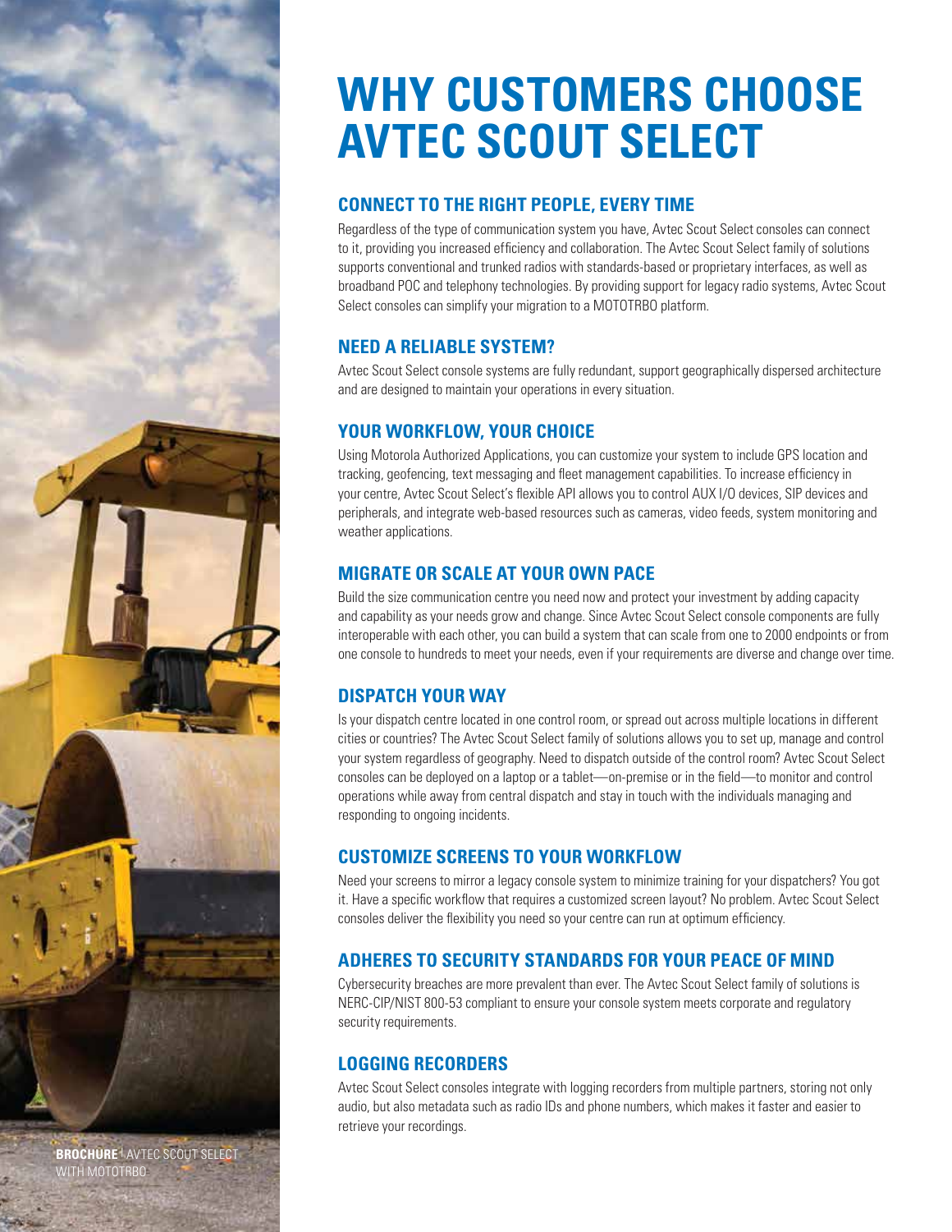# WHY CUSTOMERS CHOOSE AVTEC SCOUT SELECT

## CONNECT TO THE RIGHT PEOPLE, EVERY TIME

Regardless of the type of communication system you have, Avtec Scout Select consoles can connect to it, providing you increased efficiency and collaboration. The Avtec Scout Select family of solutions supports conventional and trunked radios with standards-based or proprietary interfaces, as well as broadband POC and telephony technologies. By providing support for legacy radio systems, Avtec Scout Select consoles can simplify your migration to a MOTOTRBO platform.

## NEED A RELIABLE SYSTEM?

Avtec Scout Select console systems are fully redundant, support geographically dispersed architecture and are designed to maintain your operations in every situation.

## YOUR WORKFLOW, YOUR CHOICE

Using Motorola Authorized Applications, you can customize your system to include GPS location and tracking, geofencing, text messaging and fleet management capabilities. To increase efficiency in your centre, Avtec Scout Select's flexible API allows you to control AUX I/O devices, SIP devices and peripherals, and integrate web-based resources such as cameras, video feeds, system monitoring and weather applications.

## MIGRATE OR SCALE AT YOUR OWN PACE

Build the size communication centre you need now and protect your investment by adding capacity and capability as your needs grow and change. Since Avtec Scout Select console components are fully interoperable with each other, you can build a system that can scale from one to 2000 endpoints or from one console to hundreds to meet your needs, even if your requirements are diverse and change over time.

## DISPATCH YOUR WAY

Is your dispatch centre located in one control room, or spread out across multiple locations in different cities or countries? The Avtec Scout Select family of solutions allows you to set up, manage and control your system regardless of geography. Need to dispatch outside of the control room? Avtec Scout Select consoles can be deployed on a laptop or a tablet—on-premise or in the field—to monitor and control operations while away from central dispatch and stay in touch with the individuals managing and responding to ongoing incidents.

## CUSTOMIZE SCREENS TO YOUR WORKFLOW

Need your screens to mirror a legacy console system to minimize training for your dispatchers? You got it. Have a specific workflow that requires a customized screen layout? No problem. Avtec Scout Select consoles deliver the flexibility you need so your centre can run at optimum efficiency.

## ADHERES TO SECURITY STANDARDS FOR YOUR PEACE OF MIND

Cybersecurity breaches are more prevalent than ever. The Avtec Scout Select family of solutions is NERC-CIP/NIST 800-53 compliant to ensure your console system meets corporate and regulatory security requirements.

## LOGGING RECORDERS

Avtec Scout Select consoles integrate with logging recorders from multiple partners, storing not only audio, but also metadata such as radio IDs and phone numbers, which makes it faster and easier to retrieve your recordings.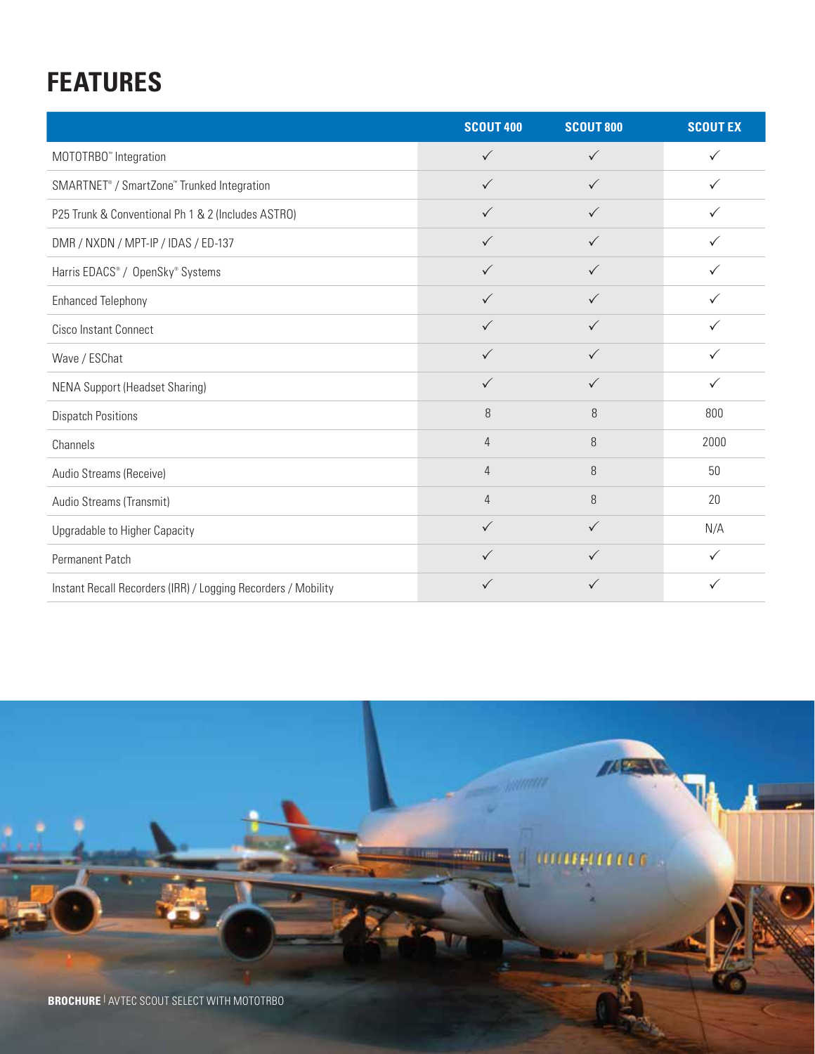# FEATURES

| | SCOUT 400 | SCOUT 800 | SCOUT EX |
|---|---|---|---|
| MOTOTRBO™ Integration | ✓ | ✓ | ✓ |
| SMARTNET® / SmartZone™ Trunked Integration | ✓ | ✓ | ✓ |
| P25 Trunk & Conventional Ph 1 & 2 (Includes ASTRO) | ✓ | ✓ | ✓ |
| DMR / NXDN / MPT-IP / IDAS / ED-137 | ✓ | ✓ | ✓ |
| Harris EDACS® / OpenSky® Systems | ✓ | ✓ | ✓ |
| Enhanced Telephony | ✓ | ✓ | ✓ |
| Cisco Instant Connect | ✓ | ✓ | ✓ |
| Wave / ESChat | ✓ | ✓ | ✓ |
| NENA Support (Headset Sharing) | ✓ | ✓ | ✓ |
| Dispatch Positions | 8 | 8 | 800 |
| Channels | 4 | 8 | 2000 |
| Audio Streams (Receive) | 4 | 8 | 50 |
| Audio Streams (Transmit) | 4 | 8 | 20 |
| Upgradable to Higher Capacity | ✓ | ✓ | N/A |
| Permanent Patch | ✓ | ✓ | ✓ |
| Instant Recall Recorders (IRR) / Logging Recorders / Mobility | ✓ | ✓ | ✓ |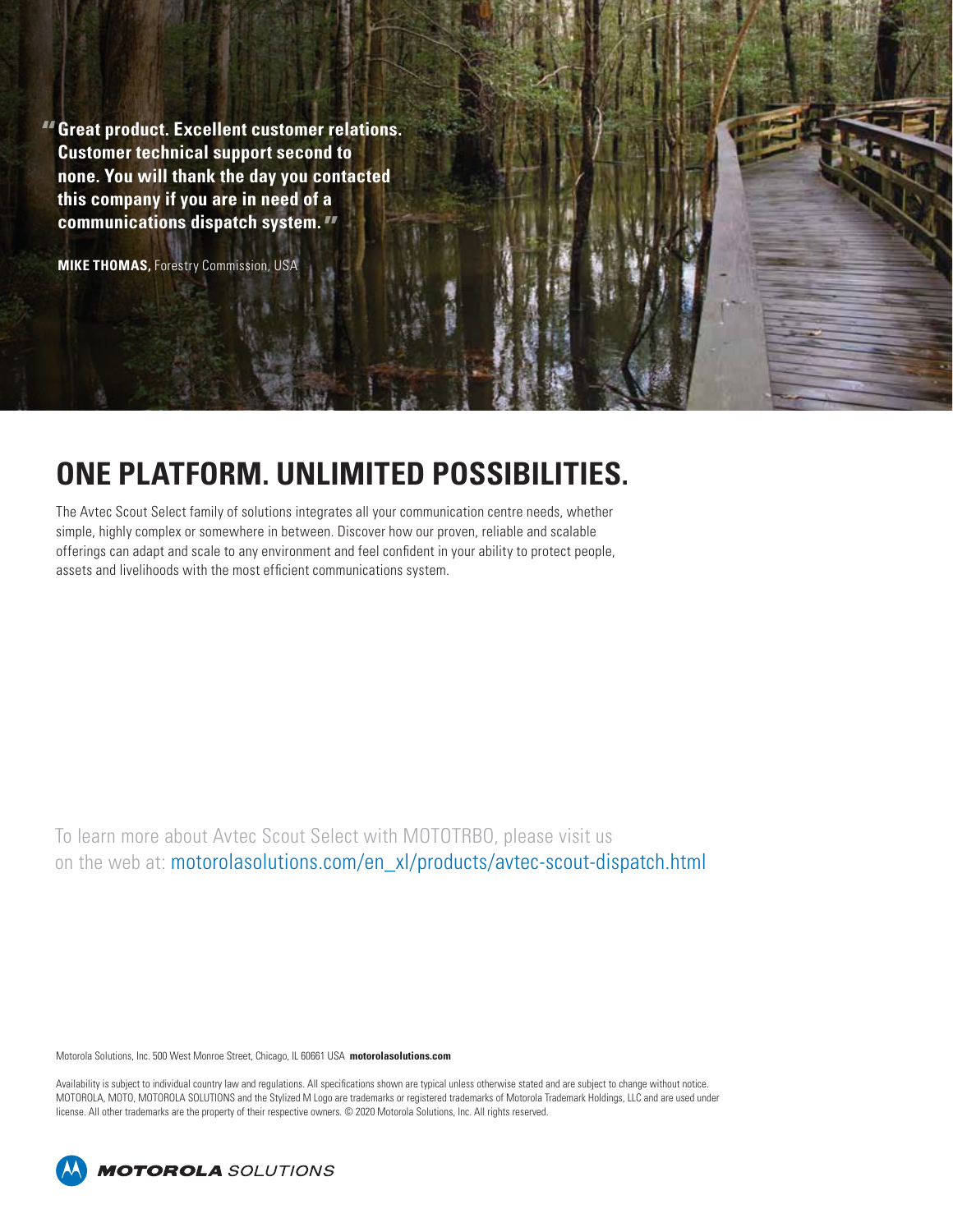"**Great product. Excellent customer relations. Customer technical support second to none. You will thank the day you contacted this company if you are in need of a communications dispatch system.**"

**MIKE THOMAS,** Forestry Commission, USA

# ONE PLATFORM. UNLIMITED POSSIBILITIES.

The Avtec Scout Select family of solutions integrates all your communication centre needs, whether simple, highly complex or somewhere in between. Discover how our proven, reliable and scalable offerings can adapt and scale to any environment and feel confident in your ability to protect people, assets and livelihoods with the most efficient communications system.

To learn more about Avtec Scout Select with MOTOTRBO, please visit us on the web at: motorolasolutions.com/en_xl/products/avtec-scout-dispatch.html

Motorola Solutions, Inc. 500 West Monroe Street, Chicago, IL 60661 USA **motorolasolutions.com**

Availability is subject to individual country law and regulations. All specifications shown are typical unless otherwise stated and are subject to change without notice. MOTOROLA, MOTO, MOTOROLA SOLUTIONS and the Stylized M Logo are trademarks or registered trademarks of Motorola Trademark Holdings, LLC and are used under license. All other trademarks are the property of their respective owners. © 2020 Motorola Solutions, Inc. All rights reserved.

MOTOROLA SOLUTIONS